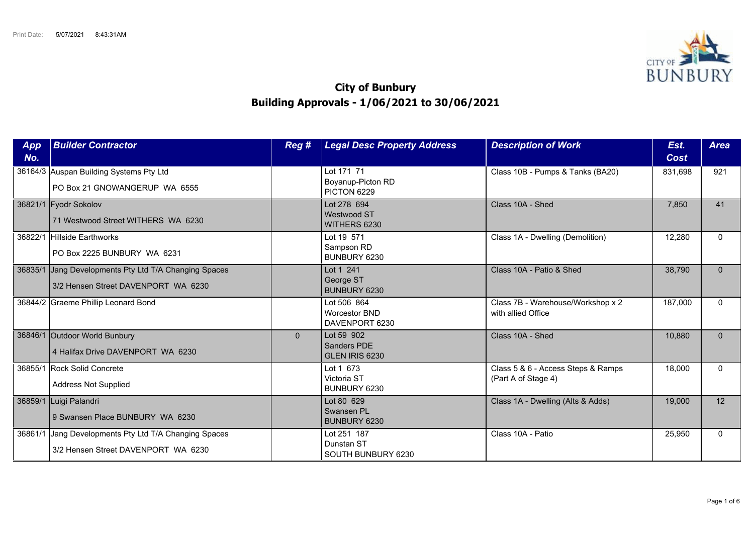Print Date: 5/07/2021 8:43:31AM

# City of Bunbury
## Building Approvals - 1/06/2021 to 30/06/2021

| App No. | Builder Contractor | Reg # | Legal Desc Property Address | Description of Work | Est. Cost | Area |
|---|---|---|---|---|---|---|
| 36164/3 | Auspan Building Systems Pty Ltd<br>PO Box 21 GNOWANGERUP WA 6555 | | Lot 171 71<br>Boyanup-Picton RD<br>PICTON 6229 | Class 10B - Pumps & Tanks (BA20) | 831,698 | 921 |
| 36821/1 | Fyodr Sokolov<br>71 Westwood Street WITHERS WA 6230 | | Lot 278 694<br>Westwood ST<br>WITHERS 6230 | Class 10A - Shed | 7,850 | 41 |
| 36822/1 | Hillside Earthworks<br>PO Box 2225 BUNBURY WA 6231 | | Lot 19 571<br>Sampson RD<br>BUNBURY 6230 | Class 1A - Dwelling (Demolition) | 12,280 | 0 |
| 36835/1 | Jang Developments Pty Ltd T/A Changing Spaces<br>3/2 Hensen Street DAVENPORT WA 6230 | | Lot 1 241<br>George ST<br>BUNBURY 6230 | Class 10A - Patio & Shed | 38,790 | 0 |
| 36844/2 | Graeme Phillip Leonard Bond | | Lot 506 864<br>Worcestor BND<br>DAVENPORT 6230 | Class 7B - Warehouse/Workshop x 2 with allied Office | 187,000 | 0 |
| 36846/1 | Outdoor World Bunbury<br>4 Halifax Drive DAVENPORT WA 6230 | 0 | Lot 59 902<br>Sanders PDE<br>GLEN IRIS 6230 | Class 10A - Shed | 10,880 | 0 |
| 36855/1 | Rock Solid Concrete<br>Address Not Supplied | | Lot 1 673<br>Victoria ST<br>BUNBURY 6230 | Class 5 & 6 - Access Steps & Ramps (Part A of Stage 4) | 18,000 | 0 |
| 36859/1 | Luigi Palandri<br>9 Swansen Place BUNBURY WA 6230 | | Lot 80 629<br>Swansen PL<br>BUNBURY 6230 | Class 1A - Dwelling (Alts & Adds) | 19,000 | 12 |
| 36861/1 | Jang Developments Pty Ltd T/A Changing Spaces<br>3/2 Hensen Street DAVENPORT WA 6230 | | Lot 251 187<br>Dunstan ST<br>SOUTH BUNBURY 6230 | Class 10A - Patio | 25,950 | 0 |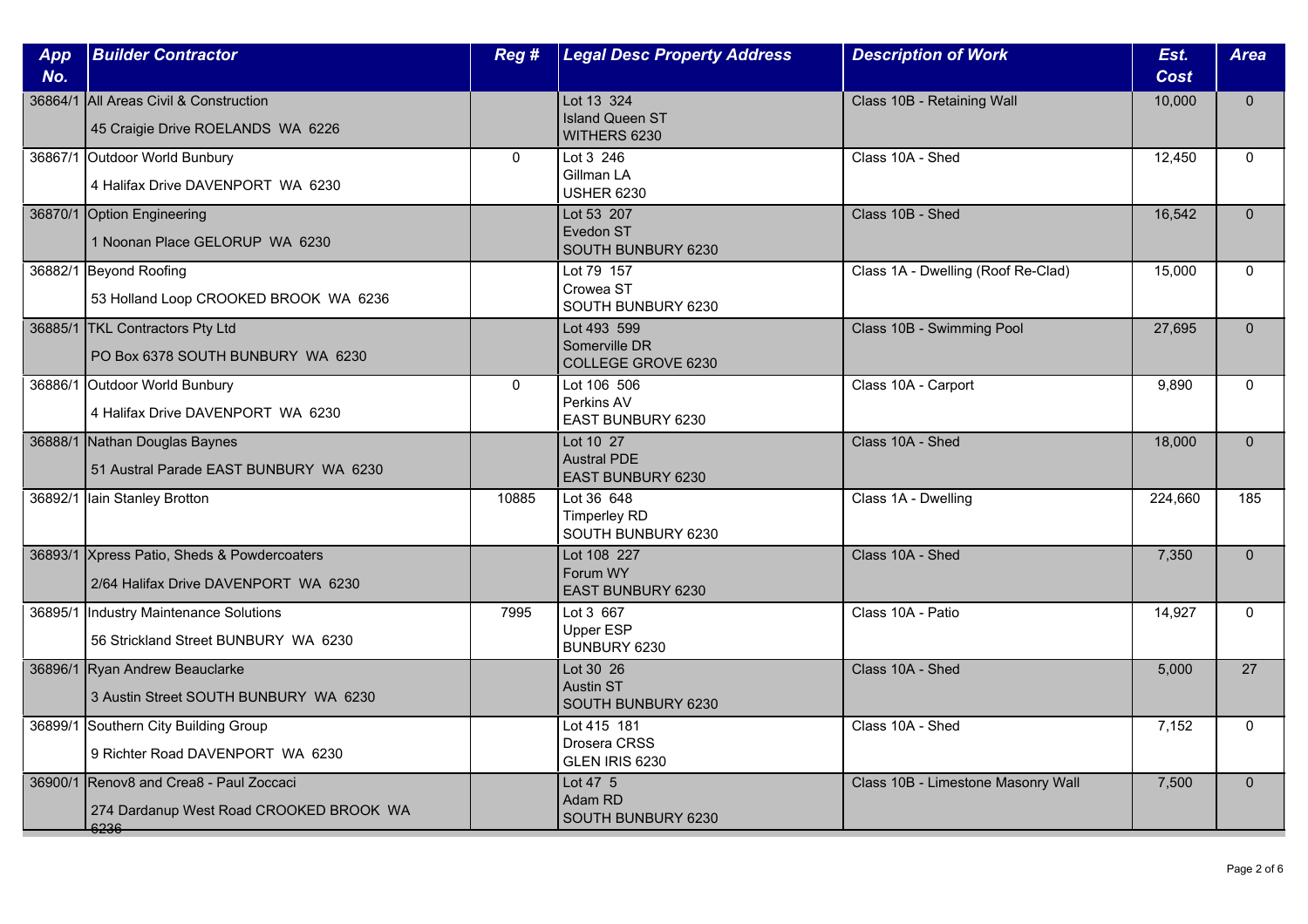| App No. | Builder Contractor | Reg # | Legal Desc Property Address | Description of Work | Est. Cost | Area |
|---|---|---|---|---|---|---|
| 36864/1 | All Areas Civil & Construction<br>45 Craigie Drive ROELANDS WA 6226 | | Lot 13 324<br>Island Queen ST<br>WITHERS 6230 | Class 10B - Retaining Wall | 10,000 | 0 |
| 36867/1 | Outdoor World Bunbury<br>4 Halifax Drive DAVENPORT WA 6230 | 0 | Lot 3 246<br>Gillman LA<br>USHER 6230 | Class 10A - Shed | 12,450 | 0 |
| 36870/1 | Option Engineering<br>1 Noonan Place GELORUP WA 6230 | | Lot 53 207<br>Evedon ST<br>SOUTH BUNBURY 6230 | Class 10B - Shed | 16,542 | 0 |
| 36882/1 | Beyond Roofing<br>53 Holland Loop CROOKED BROOK WA 6236 | | Lot 79 157<br>Crowea ST<br>SOUTH BUNBURY 6230 | Class 1A - Dwelling (Roof Re-Clad) | 15,000 | 0 |
| 36885/1 | TKL Contractors Pty Ltd<br>PO Box 6378 SOUTH BUNBURY WA 6230 | | Lot 493 599<br>Somerville DR<br>COLLEGE GROVE 6230 | Class 10B - Swimming Pool | 27,695 | 0 |
| 36886/1 | Outdoor World Bunbury<br>4 Halifax Drive DAVENPORT WA 6230 | 0 | Lot 106 506<br>Perkins AV<br>EAST BUNBURY 6230 | Class 10A - Carport | 9,890 | 0 |
| 36888/1 | Nathan Douglas Baynes<br>51 Austral Parade EAST BUNBURY WA 6230 | | Lot 10 27<br>Austral PDE<br>EAST BUNBURY 6230 | Class 10A - Shed | 18,000 | 0 |
| 36892/1 | Iain Stanley Brotton | 10885 | Lot 36 648<br>Timperley RD<br>SOUTH BUNBURY 6230 | Class 1A - Dwelling | 224,660 | 185 |
| 36893/1 | Xpress Patio, Sheds & Powdercoaters<br>2/64 Halifax Drive DAVENPORT WA 6230 | | Lot 108 227<br>Forum WY<br>EAST BUNBURY 6230 | Class 10A - Shed | 7,350 | 0 |
| 36895/1 | Industry Maintenance Solutions<br>56 Strickland Street BUNBURY WA 6230 | 7995 | Lot 3 667<br>Upper ESP<br>BUNBURY 6230 | Class 10A - Patio | 14,927 | 0 |
| 36896/1 | Ryan Andrew Beauclarke<br>3 Austin Street SOUTH BUNBURY WA 6230 | | Lot 30 26<br>Austin ST<br>SOUTH BUNBURY 6230 | Class 10A - Shed | 5,000 | 27 |
| 36899/1 | Southern City Building Group<br>9 Richter Road DAVENPORT WA 6230 | | Lot 415 181<br>Drosera CRSS<br>GLEN IRIS 6230 | Class 10A - Shed | 7,152 | 0 |
| 36900/1 | Renov8 and Crea8 - Paul Zoccaci<br>274 Dardanup West Road CROOKED BROOK WA 6236 | | Lot 47 5<br>Adam RD<br>SOUTH BUNBURY 6230 | Class 10B - Limestone Masonry Wall | 7,500 | 0 |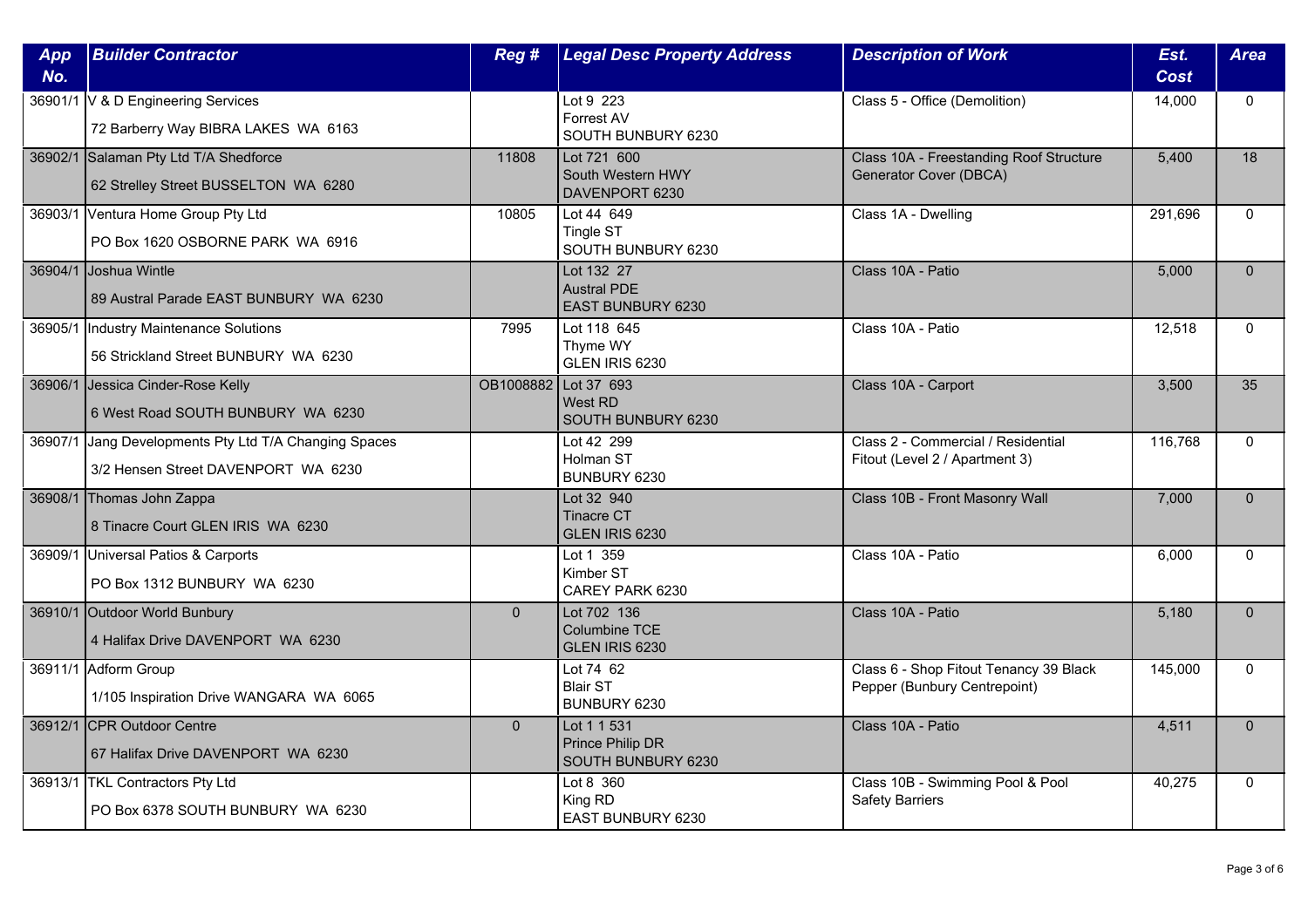| App No. | Builder Contractor | Reg # | Legal Desc Property Address | Description of Work | Est. Cost | Area |
|---|---|---|---|---|---|---|
| 36901/1 | V & D Engineering Services<br>72 Barberry Way BIBRA LAKES WA 6163 | | Lot 9 223<br>Forrest AV<br>SOUTH BUNBURY 6230 | Class 5 - Office (Demolition) | 14,000 | 0 |
| 36902/1 | Salaman Pty Ltd T/A Shedforce<br>62 Strelley Street BUSSELTON WA 6280 | 11808 | Lot 721 600<br>South Western HWY<br>DAVENPORT 6230 | Class 10A - Freestanding Roof Structure Generator Cover (DBCA) | 5,400 | 18 |
| 36903/1 | Ventura Home Group Pty Ltd<br>PO Box 1620 OSBORNE PARK WA 6916 | 10805 | Lot 44 649<br>Tingle ST<br>SOUTH BUNBURY 6230 | Class 1A - Dwelling | 291,696 | 0 |
| 36904/1 | Joshua Wintle<br>89 Austral Parade EAST BUNBURY WA 6230 | | Lot 132 27<br>Austral PDE<br>EAST BUNBURY 6230 | Class 10A - Patio | 5,000 | 0 |
| 36905/1 | Industry Maintenance Solutions<br>56 Strickland Street BUNBURY WA 6230 | 7995 | Lot 118 645<br>Thyme WY<br>GLEN IRIS 6230 | Class 10A - Patio | 12,518 | 0 |
| 36906/1 | Jessica Cinder-Rose Kelly<br>6 West Road SOUTH BUNBURY WA 6230 | OB1008882 | Lot 37 693<br>West RD<br>SOUTH BUNBURY 6230 | Class 10A - Carport | 3,500 | 35 |
| 36907/1 | Jang Developments Pty Ltd T/A Changing Spaces<br>3/2 Hensen Street DAVENPORT WA 6230 | | Lot 42 299<br>Holman ST<br>BUNBURY 6230 | Class 2 - Commercial / Residential Fitout (Level 2 / Apartment 3) | 116,768 | 0 |
| 36908/1 | Thomas John Zappa<br>8 Tinacre Court GLEN IRIS WA 6230 | | Lot 32 940<br>Tinacre CT<br>GLEN IRIS 6230 | Class 10B - Front Masonry Wall | 7,000 | 0 |
| 36909/1 | Universal Patios & Carports<br>PO Box 1312 BUNBURY WA 6230 | | Lot 1 359<br>Kimber ST<br>CAREY PARK 6230 | Class 10A - Patio | 6,000 | 0 |
| 36910/1 | Outdoor World Bunbury<br>4 Halifax Drive DAVENPORT WA 6230 | 0 | Lot 702 136<br>Columbine TCE<br>GLEN IRIS 6230 | Class 10A - Patio | 5,180 | 0 |
| 36911/1 | Adform Group<br>1/105 Inspiration Drive WANGARA WA 6065 | | Lot 74 62<br>Blair ST<br>BUNBURY 6230 | Class 6 - Shop Fitout Tenancy 39 Black Pepper (Bunbury Centrepoint) | 145,000 | 0 |
| 36912/1 | CPR Outdoor Centre<br>67 Halifax Drive DAVENPORT WA 6230 | 0 | Lot 1 1 531<br>Prince Philip DR<br>SOUTH BUNBURY 6230 | Class 10A - Patio | 4,511 | 0 |
| 36913/1 | TKL Contractors Pty Ltd<br>PO Box 6378 SOUTH BUNBURY WA 6230 | | Lot 8 360<br>King RD<br>EAST BUNBURY 6230 | Class 10B - Swimming Pool & Pool Safety Barriers | 40,275 | 0 |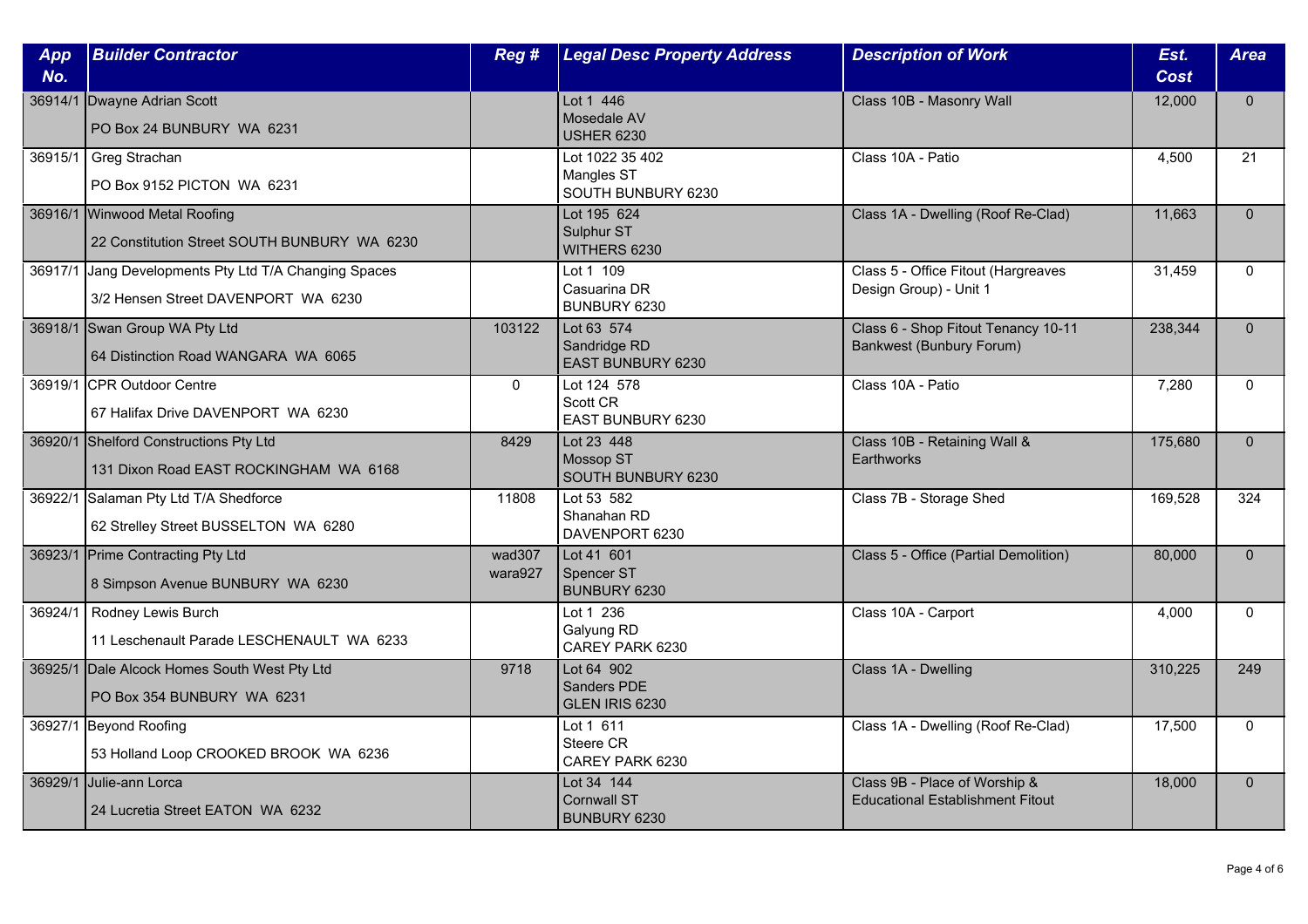| App No. | Builder Contractor | Reg # | Legal Desc Property Address | Description of Work | Est. Cost | Area |
|---|---|---|---|---|---|---|
| 36914/1 | Dwayne Adrian Scott<br>PO Box 24 BUNBURY WA 6231 | | Lot 1 446<br>Mosedale AV<br>USHER 6230 | Class 10B - Masonry Wall | 12,000 | 0 |
| 36915/1 | Greg Strachan<br>PO Box 9152 PICTON WA 6231 | | Lot 1022 35 402<br>Mangles ST<br>SOUTH BUNBURY 6230 | Class 10A - Patio | 4,500 | 21 |
| 36916/1 | Winwood Metal Roofing<br>22 Constitution Street SOUTH BUNBURY WA 6230 | | Lot 195 624<br>Sulphur ST<br>WITHERS 6230 | Class 1A - Dwelling (Roof Re-Clad) | 11,663 | 0 |
| 36917/1 | Jang Developments Pty Ltd T/A Changing Spaces<br>3/2 Hensen Street DAVENPORT WA 6230 | | Lot 1 109<br>Casuarina DR<br>BUNBURY 6230 | Class 5 - Office Fitout (Hargreaves Design Group) - Unit 1 | 31,459 | 0 |
| 36918/1 | Swan Group WA Pty Ltd<br>64 Distinction Road WANGARA WA 6065 | 103122 | Lot 63 574<br>Sandridge RD<br>EAST BUNBURY 6230 | Class 6 - Shop Fitout Tenancy 10-11 Bankwest (Bunbury Forum) | 238,344 | 0 |
| 36919/1 | CPR Outdoor Centre<br>67 Halifax Drive DAVENPORT WA 6230 | 0 | Lot 124 578<br>Scott CR<br>EAST BUNBURY 6230 | Class 10A - Patio | 7,280 | 0 |
| 36920/1 | Shelford Constructions Pty Ltd<br>131 Dixon Road EAST ROCKINGHAM WA 6168 | 8429 | Lot 23 448<br>Mossop ST<br>SOUTH BUNBURY 6230 | Class 10B - Retaining Wall & Earthworks | 175,680 | 0 |
| 36922/1 | Salaman Pty Ltd T/A Shedforce<br>62 Strelley Street BUSSELTON WA 6280 | 11808 | Lot 53 582<br>Shanahan RD<br>DAVENPORT 6230 | Class 7B - Storage Shed | 169,528 | 324 |
| 36923/1 | Prime Contracting Pty Ltd<br>8 Simpson Avenue BUNBURY WA 6230 | wad307<br>wara927 | Lot 41 601<br>Spencer ST<br>BUNBURY 6230 | Class 5 - Office (Partial Demolition) | 80,000 | 0 |
| 36924/1 | Rodney Lewis Burch<br>11 Leschenault Parade LESCHENAULT WA 6233 | | Lot 1 236<br>Galyung RD<br>CAREY PARK 6230 | Class 10A - Carport | 4,000 | 0 |
| 36925/1 | Dale Alcock Homes South West Pty Ltd<br>PO Box 354 BUNBURY WA 6231 | 9718 | Lot 64 902<br>Sanders PDE<br>GLEN IRIS 6230 | Class 1A - Dwelling | 310,225 | 249 |
| 36927/1 | Beyond Roofing<br>53 Holland Loop CROOKED BROOK WA 6236 | | Lot 1 611<br>Steere CR<br>CAREY PARK 6230 | Class 1A - Dwelling (Roof Re-Clad) | 17,500 | 0 |
| 36929/1 | Julie-ann Lorca<br>24 Lucretia Street EATON WA 6232 | | Lot 34 144<br>Cornwall ST<br>BUNBURY 6230 | Class 9B - Place of Worship & Educational Establishment Fitout | 18,000 | 0 |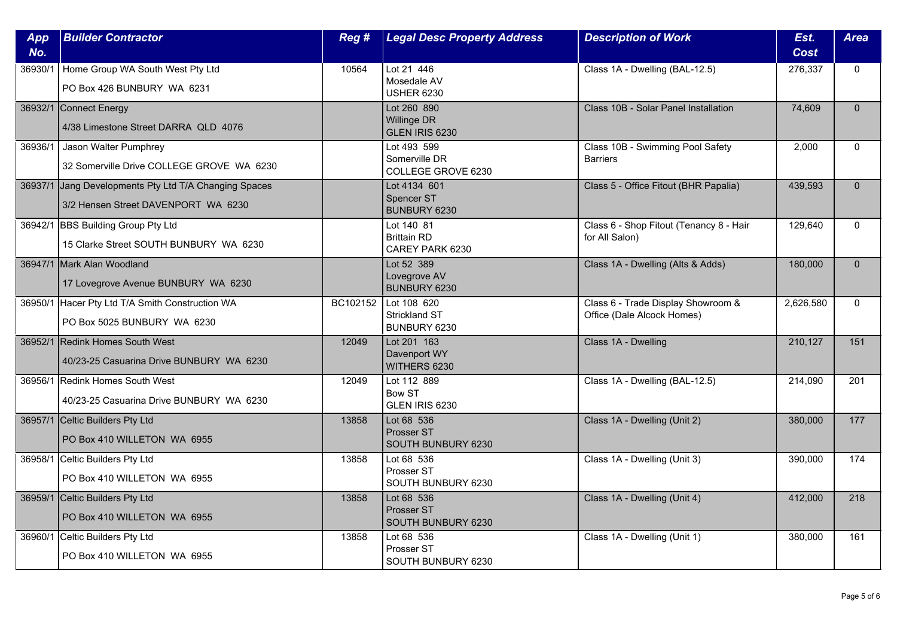| App No. | Builder Contractor | Reg # | Legal Desc Property Address | Description of Work | Est. Cost | Area |
|---|---|---|---|---|---|---|
| 36930/1 | Home Group WA South West Pty Ltd<br>PO Box 426 BUNBURY WA 6231 | 10564 | Lot 21 446<br>Mosedale AV<br>USHER 6230 | Class 1A - Dwelling (BAL-12.5) | 276,337 | 0 |
| 36932/1 | Connect Energy<br>4/38 Limestone Street DARRA QLD 4076 | | Lot 260 890<br>Willinge DR<br>GLEN IRIS 6230 | Class 10B - Solar Panel Installation | 74,609 | 0 |
| 36936/1 | Jason Walter Pumphrey<br>32 Somerville Drive COLLEGE GROVE WA 6230 | | Lot 493 599<br>Somerville DR<br>COLLEGE GROVE 6230 | Class 10B - Swimming Pool Safety Barriers | 2,000 | 0 |
| 36937/1 | Jang Developments Pty Ltd T/A Changing Spaces<br>3/2 Hensen Street DAVENPORT WA 6230 | | Lot 4134 601<br>Spencer ST<br>BUNBURY 6230 | Class 5 - Office Fitout (BHR Papalia) | 439,593 | 0 |
| 36942/1 | BBS Building Group Pty Ltd<br>15 Clarke Street SOUTH BUNBURY WA 6230 | | Lot 140 81<br>Brittain RD<br>CAREY PARK 6230 | Class 6 - Shop Fitout (Tenancy 8 - Hair for All Salon) | 129,640 | 0 |
| 36947/1 | Mark Alan Woodland<br>17 Lovegrove Avenue BUNBURY WA 6230 | | Lot 52 389<br>Lovegrove AV<br>BUNBURY 6230 | Class 1A - Dwelling (Alts & Adds) | 180,000 | 0 |
| 36950/1 | Hacer Pty Ltd T/A Smith Construction WA<br>PO Box 5025 BUNBURY WA 6230 | BC102152 | Lot 108 620<br>Strickland ST<br>BUNBURY 6230 | Class 6 - Trade Display Showroom & Office (Dale Alcock Homes) | 2,626,580 | 0 |
| 36952/1 | Redink Homes South West<br>40/23-25 Casuarina Drive BUNBURY WA 6230 | 12049 | Lot 201 163<br>Davenport WY<br>WITHERS 6230 | Class 1A - Dwelling | 210,127 | 151 |
| 36956/1 | Redink Homes South West<br>40/23-25 Casuarina Drive BUNBURY WA 6230 | 12049 | Lot 112 889<br>Bow ST<br>GLEN IRIS 6230 | Class 1A - Dwelling (BAL-12.5) | 214,090 | 201 |
| 36957/1 | Celtic Builders Pty Ltd<br>PO Box 410 WILLETON WA 6955 | 13858 | Lot 68 536<br>Prosser ST<br>SOUTH BUNBURY 6230 | Class 1A - Dwelling (Unit 2) | 380,000 | 177 |
| 36958/1 | Celtic Builders Pty Ltd<br>PO Box 410 WILLETON WA 6955 | 13858 | Lot 68 536<br>Prosser ST<br>SOUTH BUNBURY 6230 | Class 1A - Dwelling (Unit 3) | 390,000 | 174 |
| 36959/1 | Celtic Builders Pty Ltd<br>PO Box 410 WILLETON WA 6955 | 13858 | Lot 68 536<br>Prosser ST<br>SOUTH BUNBURY 6230 | Class 1A - Dwelling (Unit 4) | 412,000 | 218 |
| 36960/1 | Celtic Builders Pty Ltd<br>PO Box 410 WILLETON WA 6955 | 13858 | Lot 68 536<br>Prosser ST<br>SOUTH BUNBURY 6230 | Class 1A - Dwelling (Unit 1) | 380,000 | 161 |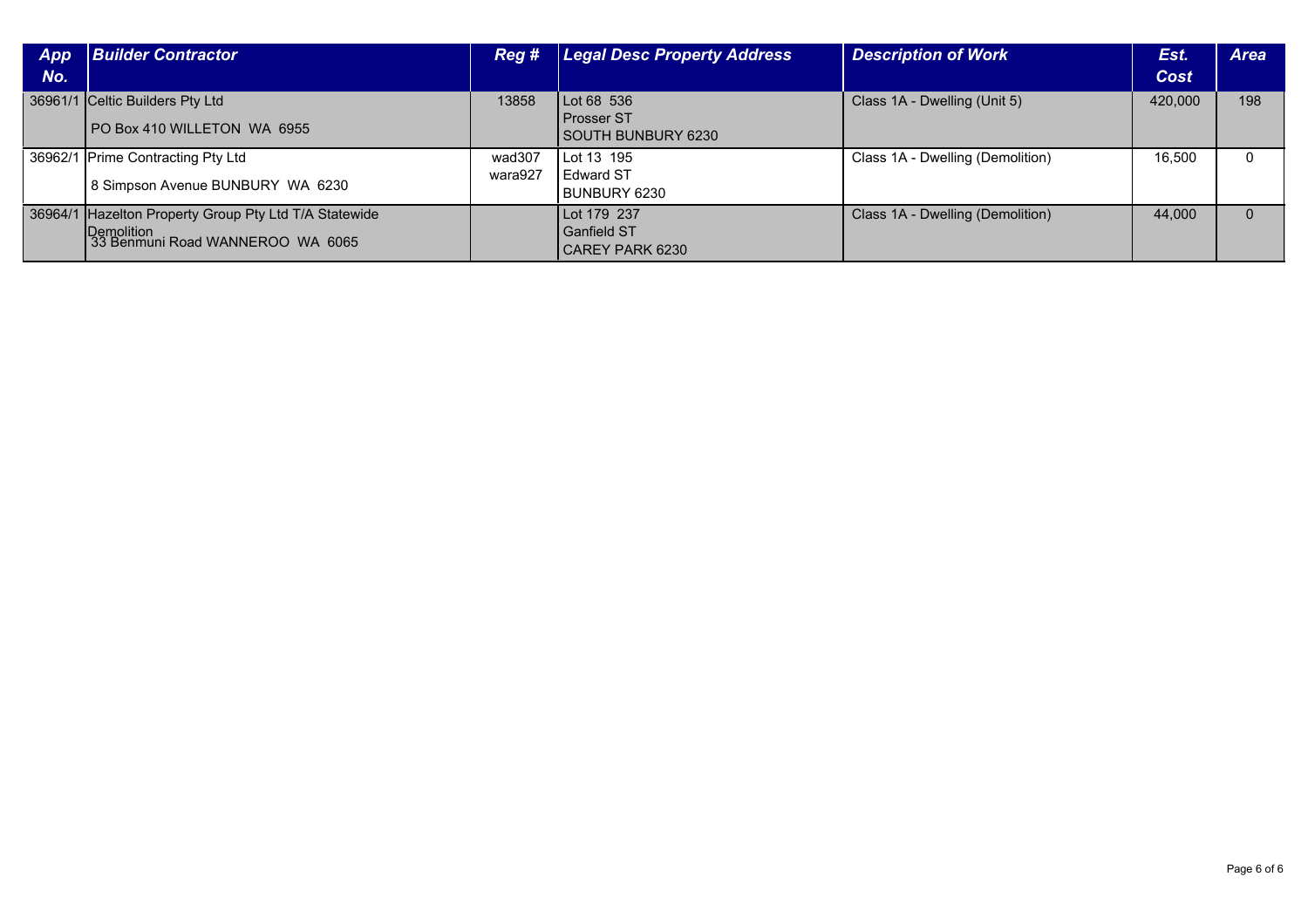| App No. | Builder Contractor | Reg # | Legal Desc Property Address | Description of Work | Est. Cost | Area |
|---|---|---|---|---|---|---|
| 36961/1 | Celtic Builders Pty Ltd<br>PO Box 410 WILLETON WA 6955 | 13858 | Lot 68 536<br>Prosser ST<br>SOUTH BUNBURY 6230 | Class 1A - Dwelling (Unit 5) | 420,000 | 198 |
| 36962/1 | Prime Contracting Pty Ltd<br>8 Simpson Avenue BUNBURY WA 6230 | wad307<br>wara927 | Lot 13 195<br>Edward ST<br>BUNBURY 6230 | Class 1A - Dwelling (Demolition) | 16,500 | 0 |
| 36964/1 | Hazelton Property Group Pty Ltd T/A Statewide Demolition<br>33 Benmuni Road WANNEROO WA 6065 | | Lot 179 237<br>Ganfield ST<br>CAREY PARK 6230 | Class 1A - Dwelling (Demolition) | 44,000 | 0 |